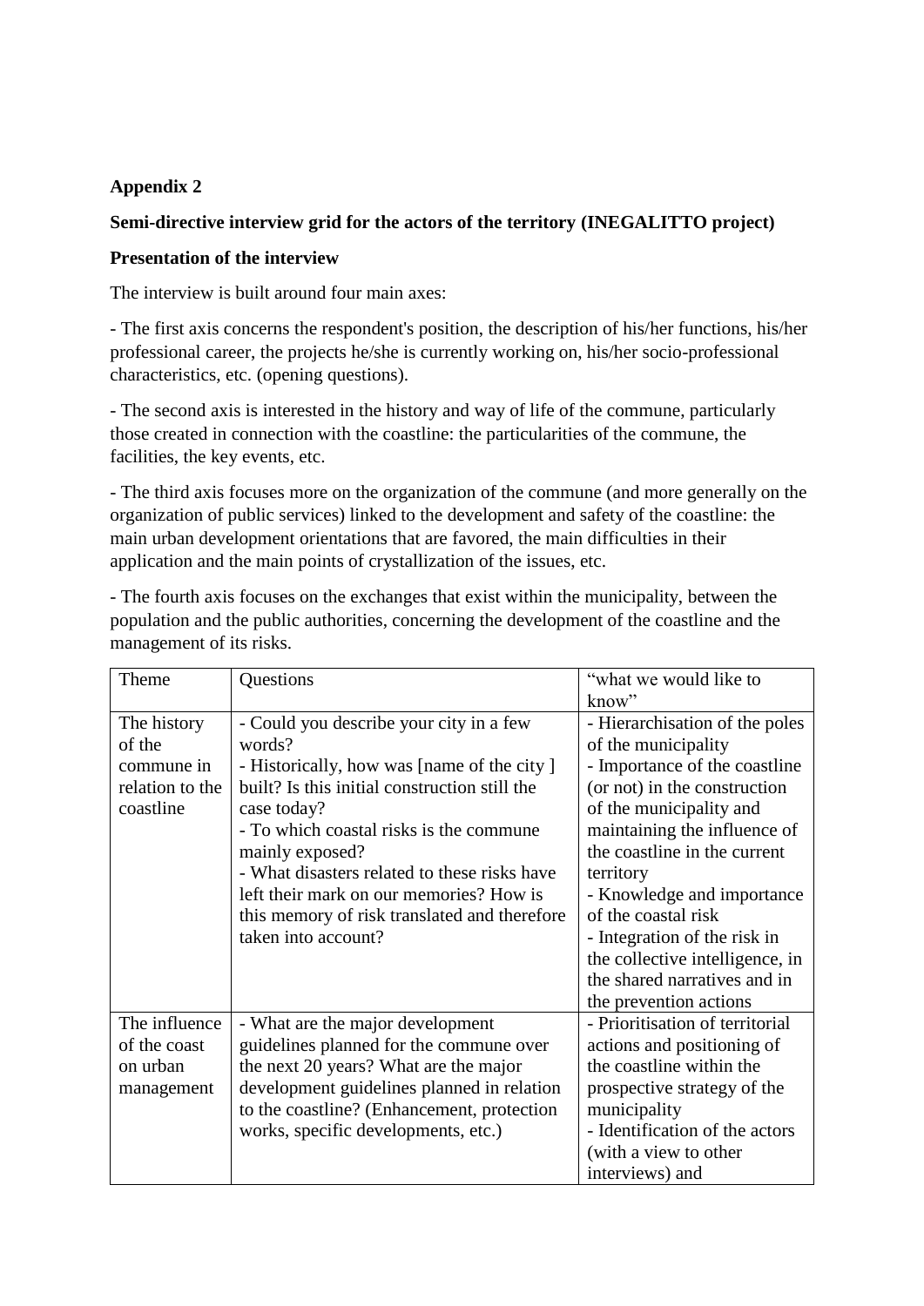**Appendix 2**

**Semi-directive interview grid for the actors of the territory (INEGALITTO project)**

**Presentation of the interview**

The interview is built around four main axes:

- The first axis concerns the respondent's position, the description of his/her functions, his/her professional career, the projects he/she is currently working on, his/her socio-professional characteristics, etc. (opening questions).

- The second axis is interested in the history and way of life of the commune, particularly those created in connection with the coastline: the particularities of the commune, the facilities, the key events, etc.

- The third axis focuses more on the organization of the commune (and more generally on the organization of public services) linked to the development and safety of the coastline: the main urban development orientations that are favored, the main difficulties in their application and the main points of crystallization of the issues, etc.

- The fourth axis focuses on the exchanges that exist within the municipality, between the population and the public authorities, concerning the development of the coastline and the management of its risks.

| Theme | Questions | “what we would like to know” |
|---|---|---|
| The history of the commune in relation to the coastline | - Could you describe your city in a few words?<br>- Historically, how was [name of the city ] built? Is this initial construction still the case today?<br>- To which coastal risks is the commune mainly exposed?<br>- What disasters related to these risks have left their mark on our memories? How is this memory of risk translated and therefore taken into account? | - Hierarchisation of the poles of the municipality<br>- Importance of the coastline (or not) in the construction of the municipality and maintaining the influence of the coastline in the current territory<br>- Knowledge and importance of the coastal risk<br>- Integration of the risk in the collective intelligence, in the shared narratives and in the prevention actions |
| The influence of the coast on urban management | - What are the major development guidelines planned for the commune over the next 20 years? What are the major development guidelines planned in relation to the coastline? (Enhancement, protection works, specific developments, etc.) | - Prioritisation of territorial actions and positioning of the coastline within the prospective strategy of the municipality<br>- Identification of the actors (with a view to other interviews) and |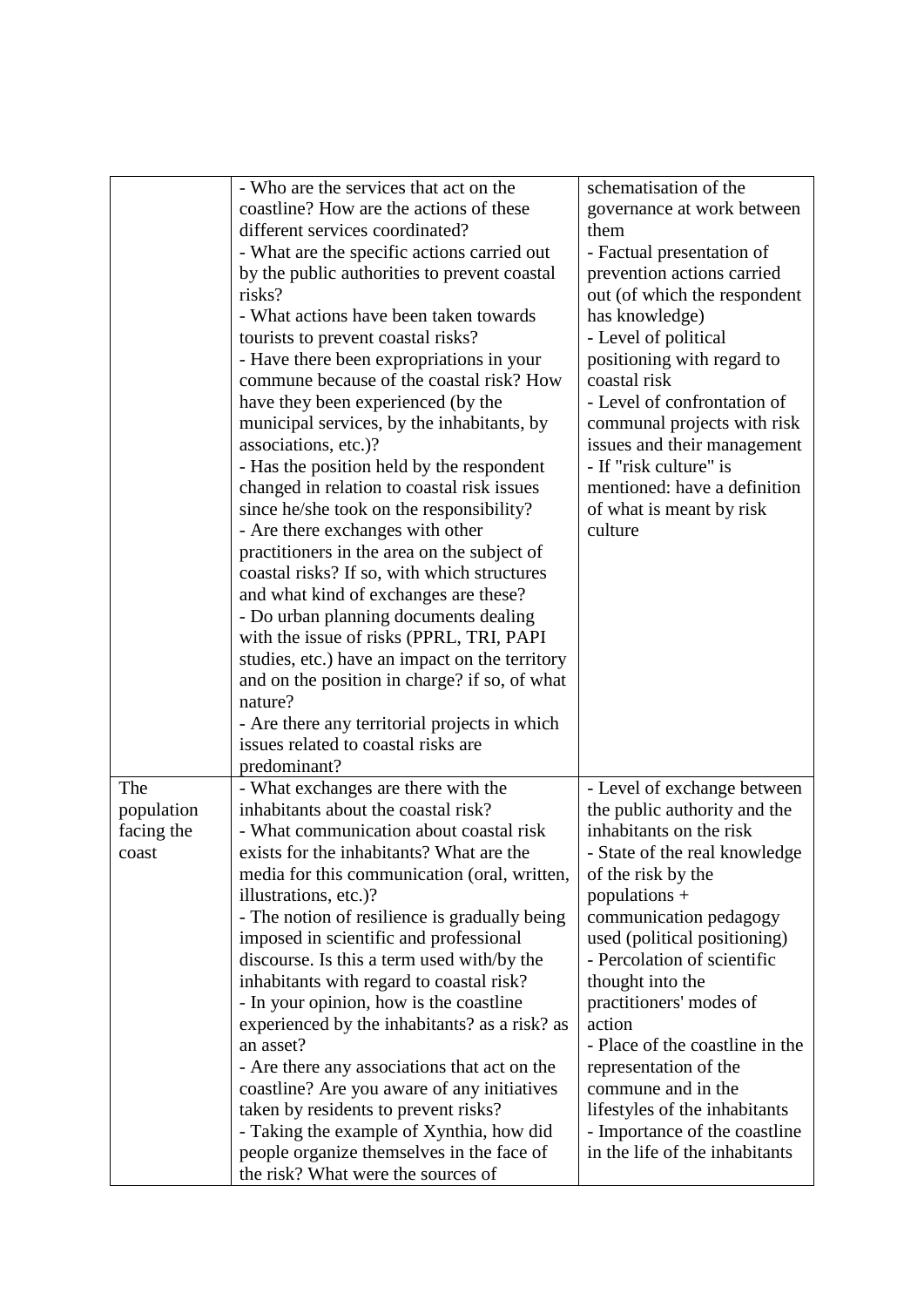| | | |
|---|---|---|
| | - Who are the services that act on the coastline? How are the actions of these different services coordinated?<br>- What are the specific actions carried out by the public authorities to prevent coastal risks?<br>- What actions have been taken towards tourists to prevent coastal risks?<br>- Have there been expropriations in your commune because of the coastal risk? How have they been experienced (by the municipal services, by the inhabitants, by associations, etc.)?<br>- Has the position held by the respondent changed in relation to coastal risk issues since he/she took on the responsibility?<br>- Are there exchanges with other practitioners in the area on the subject of coastal risks? If so, with which structures and what kind of exchanges are these?<br>- Do urban planning documents dealing with the issue of risks (PPRL, TRI, PAPI studies, etc.) have an impact on the territory and on the position in charge? if so, of what nature?<br>- Are there any territorial projects in which issues related to coastal risks are predominant? | schematisation of the governance at work between them<br>- Factual presentation of prevention actions carried out (of which the respondent has knowledge)<br>- Level of political positioning with regard to coastal risk<br>- Level of confrontation of communal projects with risk issues and their management<br>- If "risk culture" is mentioned: have a definition of what is meant by risk culture |
| The population facing the coast | - What exchanges are there with the inhabitants about the coastal risk?<br>- What communication about coastal risk exists for the inhabitants? What are the media for this communication (oral, written, illustrations, etc.)?<br>- The notion of resilience is gradually being imposed in scientific and professional discourse. Is this a term used with/by the inhabitants with regard to coastal risk?<br>- In your opinion, how is the coastline experienced by the inhabitants? as a risk? as an asset?<br>- Are there any associations that act on the coastline? Are you aware of any initiatives taken by residents to prevent risks?<br>- Taking the example of Xynthia, how did people organize themselves in the face of the risk? What were the sources of | - Level of exchange between the public authority and the inhabitants on the risk<br>- State of the real knowledge of the risk by the populations + communication pedagogy used (political positioning)<br>- Percolation of scientific thought into the practitioners' modes of action<br>- Place of the coastline in the representation of the commune and in the lifestyles of the inhabitants<br>- Importance of the coastline in the life of the inhabitants |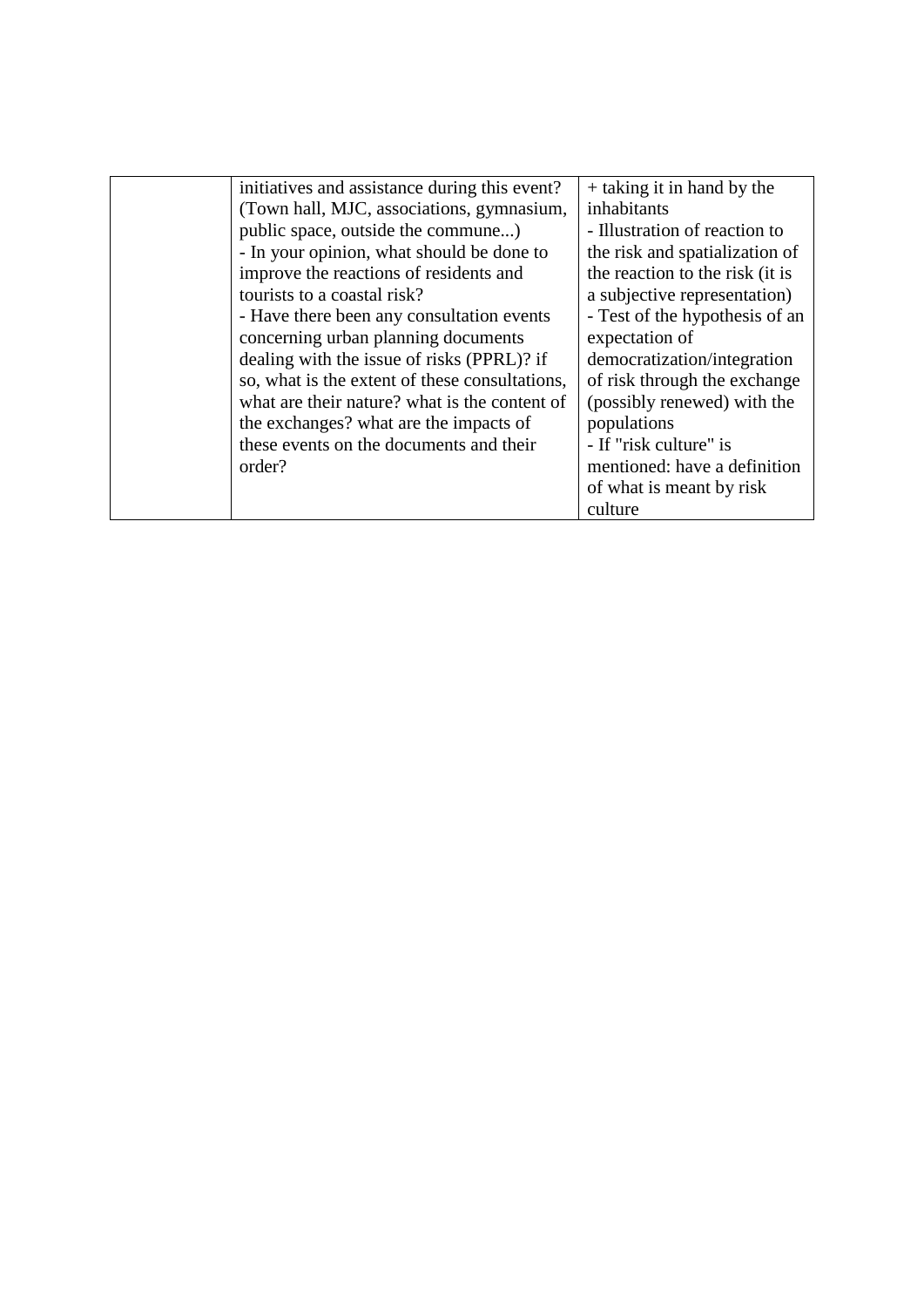| | | |
|---|---|---|
| | initiatives and assistance during this event? (Town hall, MJC, associations, gymnasium, public space, outside the commune...)<br>- In your opinion, what should be done to improve the reactions of residents and tourists to a coastal risk?<br>- Have there been any consultation events concerning urban planning documents dealing with the issue of risks (PPRL)? if so, what is the extent of these consultations, what are their nature? what is the content of the exchanges? what are the impacts of these events on the documents and their order? | + taking it in hand by the inhabitants<br>- Illustration of reaction to the risk and spatialization of the reaction to the risk (it is a subjective representation)<br>- Test of the hypothesis of an expectation of democratization/integration of risk through the exchange (possibly renewed) with the populations<br>- If "risk culture" is mentioned: have a definition of what is meant by risk culture |